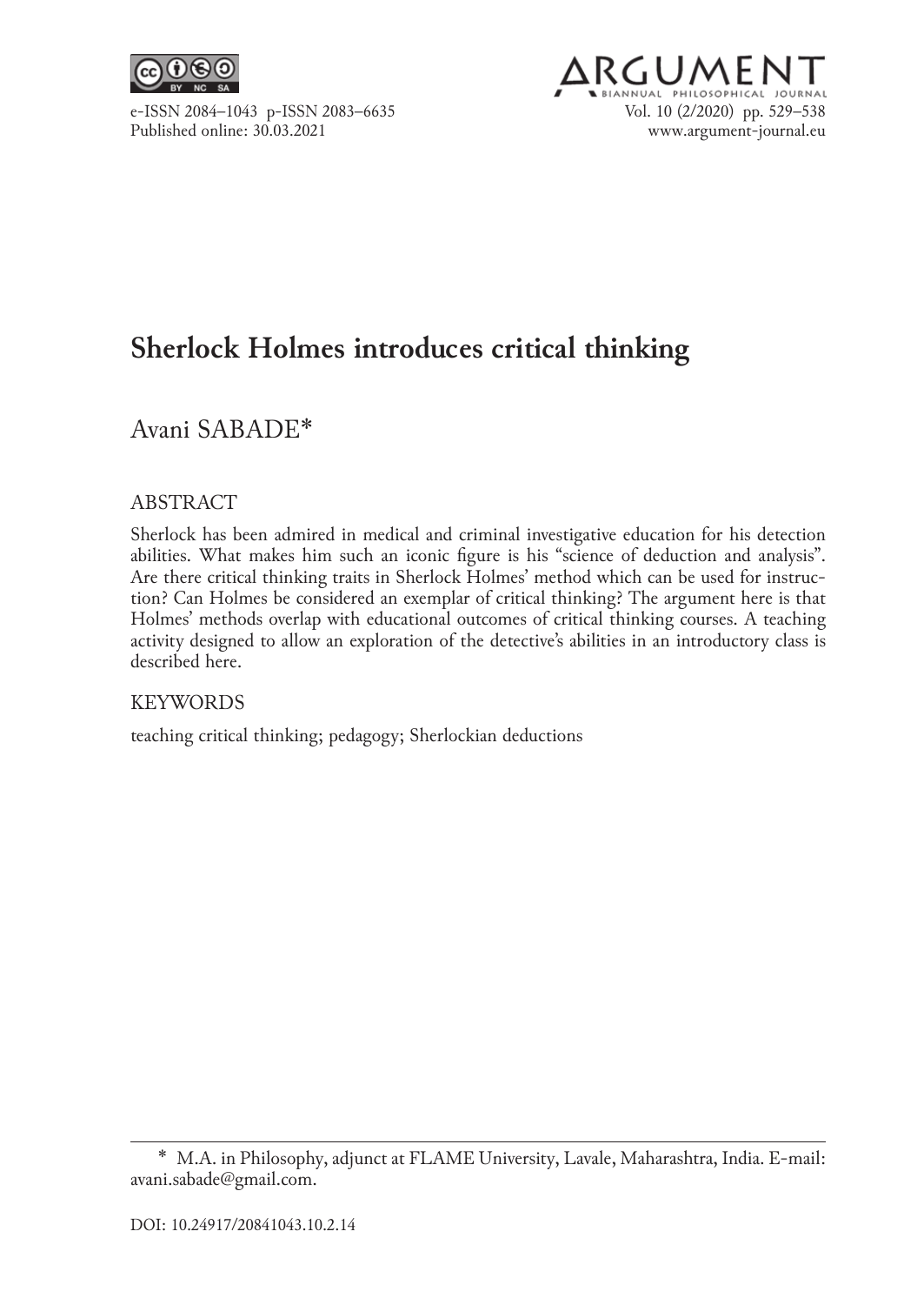# Sherlock Holmes introduces critical thinking

Avani SABADE*

## ABSTRACT

Sherlock has been admired in medical and criminal investigative education for his detection abilities. What makes him such an iconic figure is his "science of deduction and analysis". Are there critical thinking traits in Sherlock Holmes' method which can be used for instruction? Can Holmes be considered an exemplar of critical thinking? The argument here is that Holmes' methods overlap with educational outcomes of critical thinking courses. A teaching activity designed to allow an exploration of the detective's abilities in an introductory class is described here.

## KEYWORDS

teaching critical thinking; pedagogy; Sherlockian deductions

---

\* M.A. in Philosophy, adjunct at FLAME University, Lavale, Maharashtra, India. E-mail: avani.sabade@gmail.com.

DOI: 10.24917/20841043.10.2.14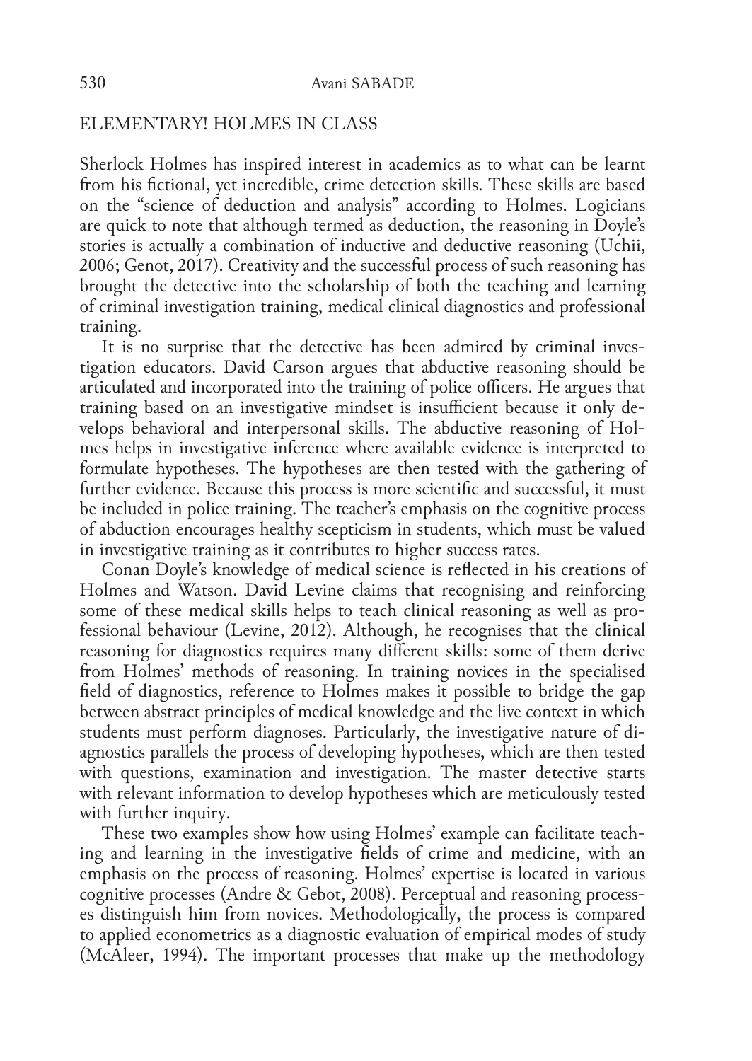## ELEMENTARY! HOLMES IN CLASS

Sherlock Holmes has inspired interest in academics as to what can be learnt from his fictional, yet incredible, crime detection skills. These skills are based on the "science of deduction and analysis" according to Holmes. Logicians are quick to note that although termed as deduction, the reasoning in Doyle's stories is actually a combination of inductive and deductive reasoning (Uchii, 2006; Genot, 2017). Creativity and the successful process of such reasoning has brought the detective into the scholarship of both the teaching and learning of criminal investigation training, medical clinical diagnostics and professional training.

It is no surprise that the detective has been admired by criminal investigation educators. David Carson argues that abductive reasoning should be articulated and incorporated into the training of police officers. He argues that training based on an investigative mindset is insufficient because it only develops behavioral and interpersonal skills. The abductive reasoning of Holmes helps in investigative inference where available evidence is interpreted to formulate hypotheses. The hypotheses are then tested with the gathering of further evidence. Because this process is more scientific and successful, it must be included in police training. The teacher's emphasis on the cognitive process of abduction encourages healthy scepticism in students, which must be valued in investigative training as it contributes to higher success rates.

Conan Doyle's knowledge of medical science is reflected in his creations of Holmes and Watson. David Levine claims that recognising and reinforcing some of these medical skills helps to teach clinical reasoning as well as professional behaviour (Levine, 2012). Although, he recognises that the clinical reasoning for diagnostics requires many different skills: some of them derive from Holmes' methods of reasoning. In training novices in the specialised field of diagnostics, reference to Holmes makes it possible to bridge the gap between abstract principles of medical knowledge and the live context in which students must perform diagnoses. Particularly, the investigative nature of diagnostics parallels the process of developing hypotheses, which are then tested with questions, examination and investigation. The master detective starts with relevant information to develop hypotheses which are meticulously tested with further inquiry.

These two examples show how using Holmes' example can facilitate teaching and learning in the investigative fields of crime and medicine, with an emphasis on the process of reasoning. Holmes' expertise is located in various cognitive processes (Andre & Gebot, 2008). Perceptual and reasoning processes distinguish him from novices. Methodologically, the process is compared to applied econometrics as a diagnostic evaluation of empirical modes of study (McAleer, 1994). The important processes that make up the methodology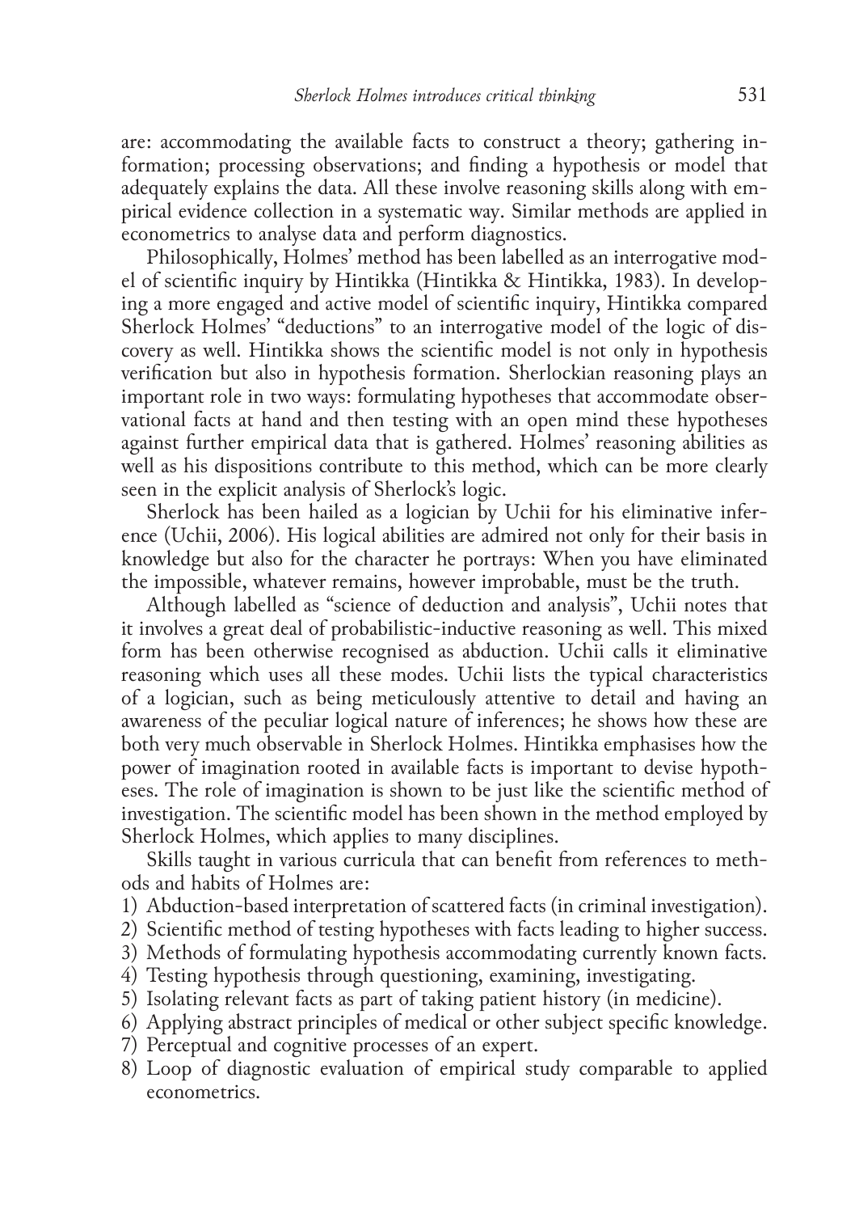are: accommodating the available facts to construct a theory; gathering information; processing observations; and finding a hypothesis or model that adequately explains the data. All these involve reasoning skills along with empirical evidence collection in a systematic way. Similar methods are applied in econometrics to analyse data and perform diagnostics.

Philosophically, Holmes' method has been labelled as an interrogative model of scientific inquiry by Hintikka (Hintikka & Hintikka, 1983). In developing a more engaged and active model of scientific inquiry, Hintikka compared Sherlock Holmes' "deductions" to an interrogative model of the logic of discovery as well. Hintikka shows the scientific model is not only in hypothesis verification but also in hypothesis formation. Sherlockian reasoning plays an important role in two ways: formulating hypotheses that accommodate observational facts at hand and then testing with an open mind these hypotheses against further empirical data that is gathered. Holmes' reasoning abilities as well as his dispositions contribute to this method, which can be more clearly seen in the explicit analysis of Sherlock's logic.

Sherlock has been hailed as a logician by Uchii for his eliminative inference (Uchii, 2006). His logical abilities are admired not only for their basis in knowledge but also for the character he portrays: When you have eliminated the impossible, whatever remains, however improbable, must be the truth.

Although labelled as "science of deduction and analysis", Uchii notes that it involves a great deal of probabilistic-inductive reasoning as well. This mixed form has been otherwise recognised as abduction. Uchii calls it eliminative reasoning which uses all these modes. Uchii lists the typical characteristics of a logician, such as being meticulously attentive to detail and having an awareness of the peculiar logical nature of inferences; he shows how these are both very much observable in Sherlock Holmes. Hintikka emphasises how the power of imagination rooted in available facts is important to devise hypotheses. The role of imagination is shown to be just like the scientific method of investigation. The scientific model has been shown in the method employed by Sherlock Holmes, which applies to many disciplines.

Skills taught in various curricula that can benefit from references to methods and habits of Holmes are:

1) Abduction-based interpretation of scattered facts (in criminal investigation).
2) Scientific method of testing hypotheses with facts leading to higher success.
3) Methods of formulating hypothesis accommodating currently known facts.
4) Testing hypothesis through questioning, examining, investigating.
5) Isolating relevant facts as part of taking patient history (in medicine).
6) Applying abstract principles of medical or other subject specific knowledge.
7) Perceptual and cognitive processes of an expert.
8) Loop of diagnostic evaluation of empirical study comparable to applied econometrics.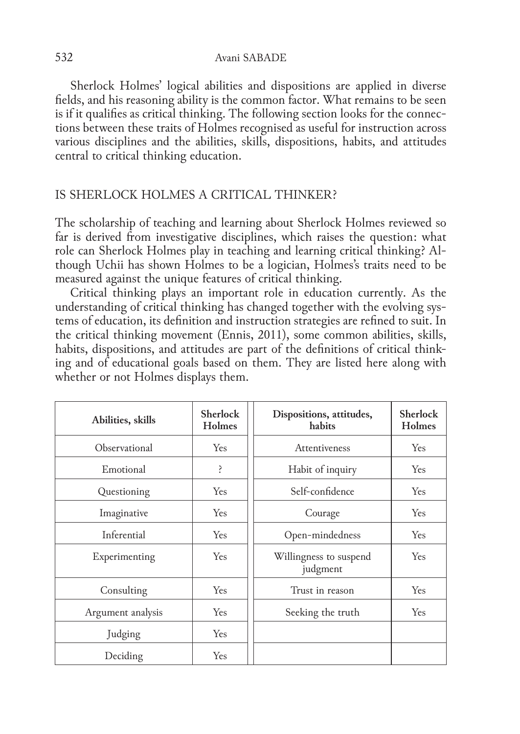Sherlock Holmes' logical abilities and dispositions are applied in diverse fields, and his reasoning ability is the common factor. What remains to be seen is if it qualifies as critical thinking. The following section looks for the connections between these traits of Holmes recognised as useful for instruction across various disciplines and the abilities, skills, dispositions, habits, and attitudes central to critical thinking education.

## IS SHERLOCK HOLMES A CRITICAL THINKER?

The scholarship of teaching and learning about Sherlock Holmes reviewed so far is derived from investigative disciplines, which raises the question: what role can Sherlock Holmes play in teaching and learning critical thinking? Although Uchii has shown Holmes to be a logician, Holmes's traits need to be measured against the unique features of critical thinking.

Critical thinking plays an important role in education currently. As the understanding of critical thinking has changed together with the evolving systems of education, its definition and instruction strategies are refined to suit. In the critical thinking movement (Ennis, 2011), some common abilities, skills, habits, dispositions, and attitudes are part of the definitions of critical thinking and of educational goals based on them. They are listed here along with whether or not Holmes displays them.

| Abilities, skills | Sherlock Holmes | Dispositions, attitudes, habits | Sherlock Holmes |
|---|---|---|---|
| Observational | Yes | Attentiveness | Yes |
| Emotional | ? | Habit of inquiry | Yes |
| Questioning | Yes | Self-confidence | Yes |
| Imaginative | Yes | Courage | Yes |
| Inferential | Yes | Open-mindedness | Yes |
| Experimenting | Yes | Willingness to suspend judgment | Yes |
| Consulting | Yes | Trust in reason | Yes |
| Argument analysis | Yes | Seeking the truth | Yes |
| Judging | Yes | | |
| Deciding | Yes | | |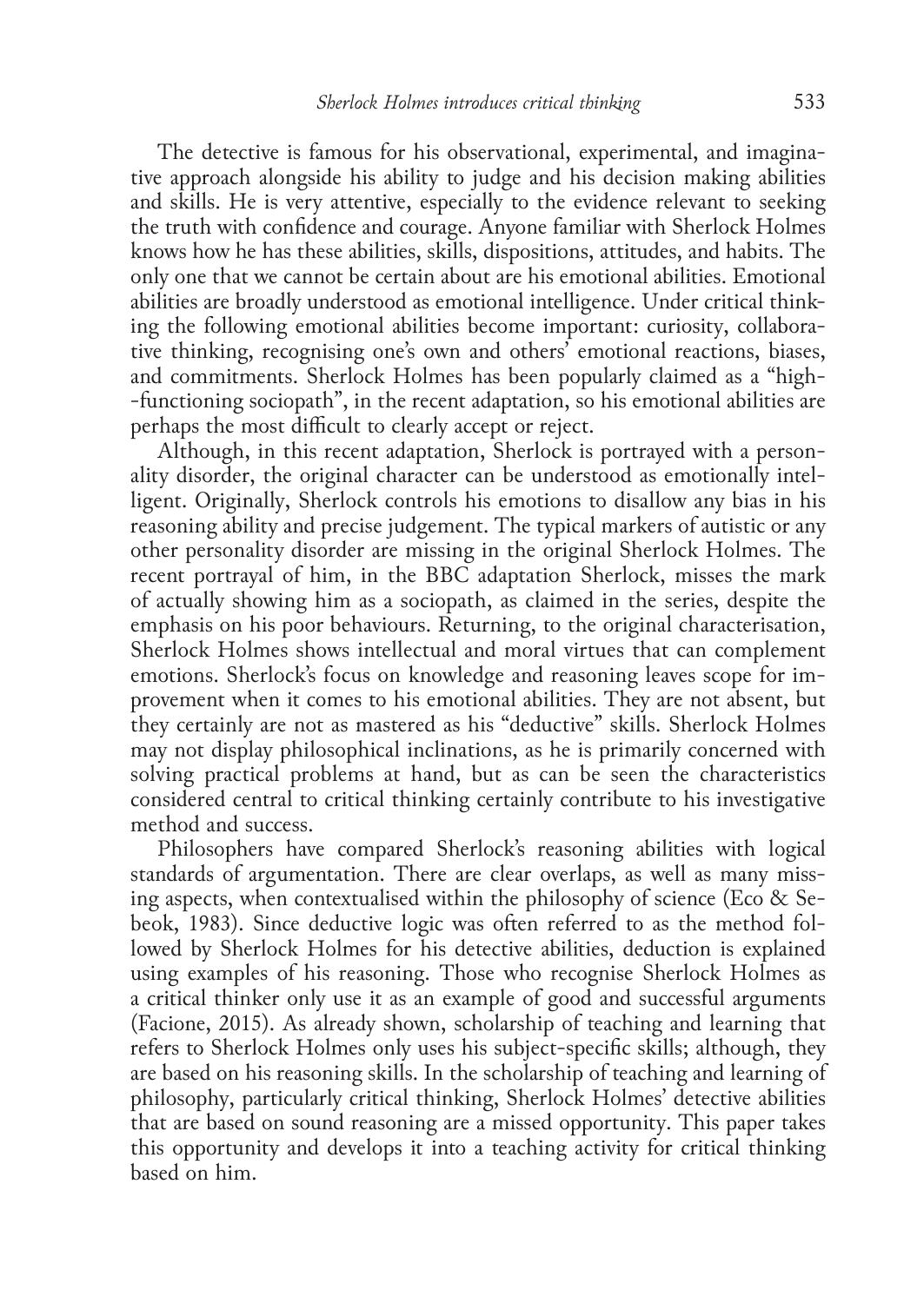The detective is famous for his observational, experimental, and imaginative approach alongside his ability to judge and his decision making abilities and skills. He is very attentive, especially to the evidence relevant to seeking the truth with confidence and courage. Anyone familiar with Sherlock Holmes knows how he has these abilities, skills, dispositions, attitudes, and habits. The only one that we cannot be certain about are his emotional abilities. Emotional abilities are broadly understood as emotional intelligence. Under critical thinking the following emotional abilities become important: curiosity, collaborative thinking, recognising one's own and others' emotional reactions, biases, and commitments. Sherlock Holmes has been popularly claimed as a "high-functioning sociopath", in the recent adaptation, so his emotional abilities are perhaps the most difficult to clearly accept or reject.

Although, in this recent adaptation, Sherlock is portrayed with a personality disorder, the original character can be understood as emotionally intelligent. Originally, Sherlock controls his emotions to disallow any bias in his reasoning ability and precise judgement. The typical markers of autistic or any other personality disorder are missing in the original Sherlock Holmes. The recent portrayal of him, in the BBC adaptation Sherlock, misses the mark of actually showing him as a sociopath, as claimed in the series, despite the emphasis on his poor behaviours. Returning, to the original characterisation, Sherlock Holmes shows intellectual and moral virtues that can complement emotions. Sherlock's focus on knowledge and reasoning leaves scope for improvement when it comes to his emotional abilities. They are not absent, but they certainly are not as mastered as his "deductive" skills. Sherlock Holmes may not display philosophical inclinations, as he is primarily concerned with solving practical problems at hand, but as can be seen the characteristics considered central to critical thinking certainly contribute to his investigative method and success.

Philosophers have compared Sherlock's reasoning abilities with logical standards of argumentation. There are clear overlaps, as well as many missing aspects, when contextualised within the philosophy of science (Eco & Sebeok, 1983). Since deductive logic was often referred to as the method followed by Sherlock Holmes for his detective abilities, deduction is explained using examples of his reasoning. Those who recognise Sherlock Holmes as a critical thinker only use it as an example of good and successful arguments (Facione, 2015). As already shown, scholarship of teaching and learning that refers to Sherlock Holmes only uses his subject-specific skills; although, they are based on his reasoning skills. In the scholarship of teaching and learning of philosophy, particularly critical thinking, Sherlock Holmes' detective abilities that are based on sound reasoning are a missed opportunity. This paper takes this opportunity and develops it into a teaching activity for critical thinking based on him.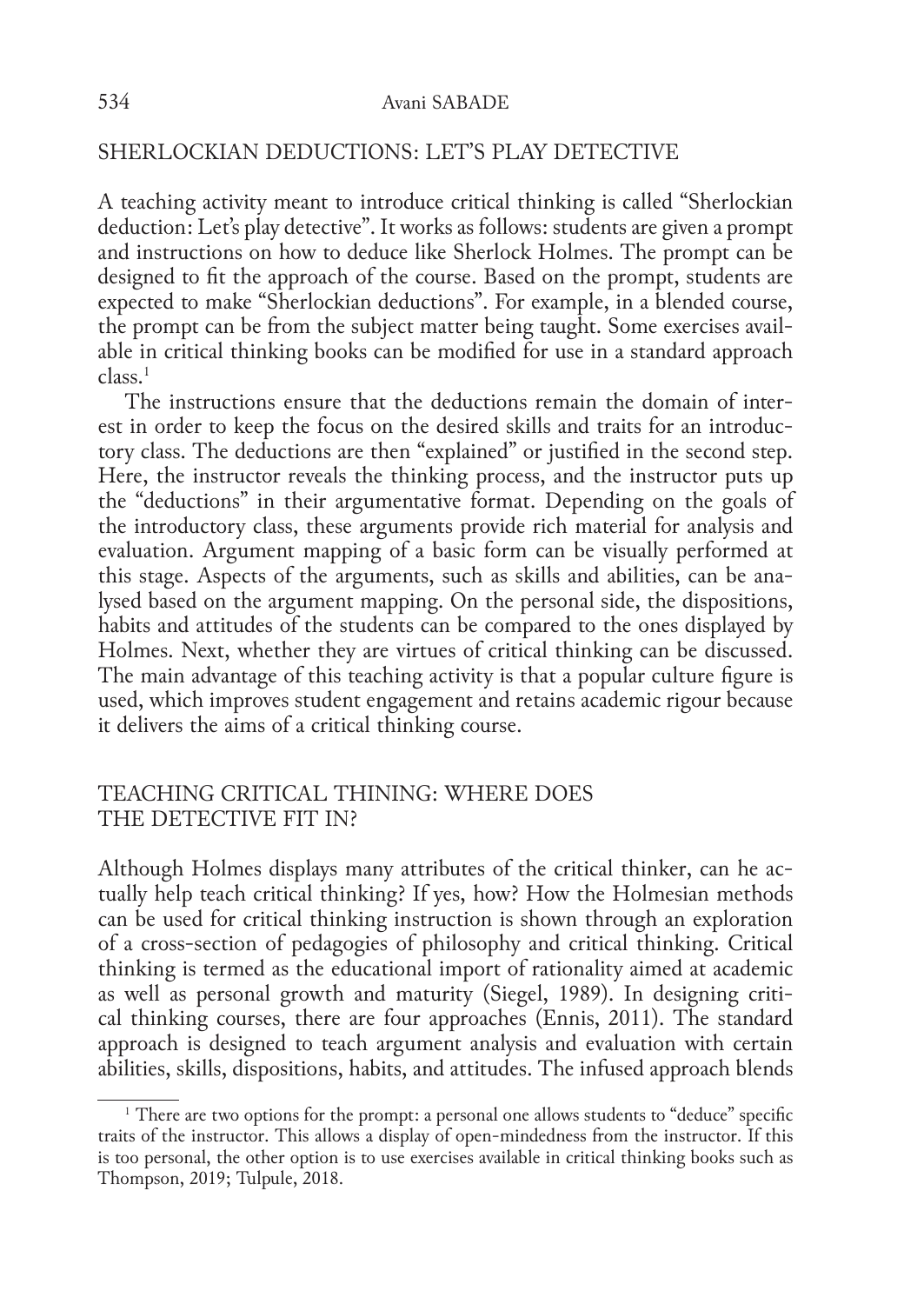## SHERLOCKIAN DEDUCTIONS: LET'S PLAY DETECTIVE

A teaching activity meant to introduce critical thinking is called "Sherlockian deduction: Let's play detective". It works as follows: students are given a prompt and instructions on how to deduce like Sherlock Holmes. The prompt can be designed to fit the approach of the course. Based on the prompt, students are expected to make "Sherlockian deductions". For example, in a blended course, the prompt can be from the subject matter being taught. Some exercises available in critical thinking books can be modified for use in a standard approach class.[1]

The instructions ensure that the deductions remain the domain of interest in order to keep the focus on the desired skills and traits for an introductory class. The deductions are then "explained" or justified in the second step. Here, the instructor reveals the thinking process, and the instructor puts up the "deductions" in their argumentative format. Depending on the goals of the introductory class, these arguments provide rich material for analysis and evaluation. Argument mapping of a basic form can be visually performed at this stage. Aspects of the arguments, such as skills and abilities, can be analysed based on the argument mapping. On the personal side, the dispositions, habits and attitudes of the students can be compared to the ones displayed by Holmes. Next, whether they are virtues of critical thinking can be discussed. The main advantage of this teaching activity is that a popular culture figure is used, which improves student engagement and retains academic rigour because it delivers the aims of a critical thinking course.

## TEACHING CRITICAL THINING: WHERE DOES THE DETECTIVE FIT IN?

Although Holmes displays many attributes of the critical thinker, can he actually help teach critical thinking? If yes, how? How the Holmesian methods can be used for critical thinking instruction is shown through an exploration of a cross-section of pedagogies of philosophy and critical thinking. Critical thinking is termed as the educational import of rationality aimed at academic as well as personal growth and maturity (Siegel, 1989). In designing critical thinking courses, there are four approaches (Ennis, 2011). The standard approach is designed to teach argument analysis and evaluation with certain abilities, skills, dispositions, habits, and attitudes. The infused approach blends

[1] There are two options for the prompt: a personal one allows students to "deduce" specific traits of the instructor. This allows a display of open-mindedness from the instructor. If this is too personal, the other option is to use exercises available in critical thinking books such as Thompson, 2019; Tulpule, 2018.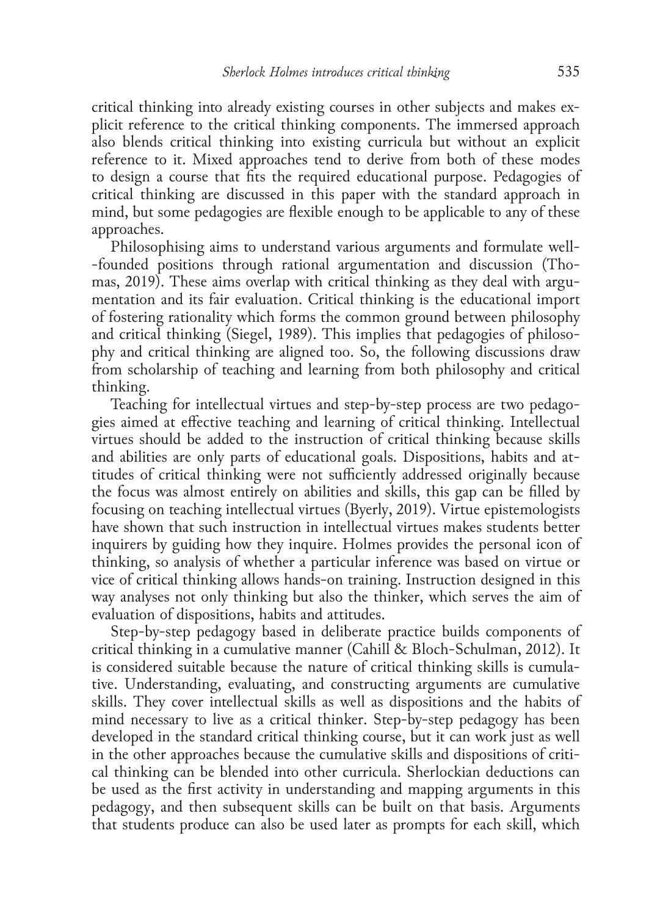critical thinking into already existing courses in other subjects and makes explicit reference to the critical thinking components. The immersed approach also blends critical thinking into existing curricula but without an explicit reference to it. Mixed approaches tend to derive from both of these modes to design a course that fits the required educational purpose. Pedagogies of critical thinking are discussed in this paper with the standard approach in mind, but some pedagogies are flexible enough to be applicable to any of these approaches.

Philosophising aims to understand various arguments and formulate well-founded positions through rational argumentation and discussion (Thomas, 2019). These aims overlap with critical thinking as they deal with argumentation and its fair evaluation. Critical thinking is the educational import of fostering rationality which forms the common ground between philosophy and critical thinking (Siegel, 1989). This implies that pedagogies of philosophy and critical thinking are aligned too. So, the following discussions draw from scholarship of teaching and learning from both philosophy and critical thinking.

Teaching for intellectual virtues and step-by-step process are two pedagogies aimed at effective teaching and learning of critical thinking. Intellectual virtues should be added to the instruction of critical thinking because skills and abilities are only parts of educational goals. Dispositions, habits and attitudes of critical thinking were not sufficiently addressed originally because the focus was almost entirely on abilities and skills, this gap can be filled by focusing on teaching intellectual virtues (Byerly, 2019). Virtue epistemologists have shown that such instruction in intellectual virtues makes students better inquirers by guiding how they inquire. Holmes provides the personal icon of thinking, so analysis of whether a particular inference was based on virtue or vice of critical thinking allows hands-on training. Instruction designed in this way analyses not only thinking but also the thinker, which serves the aim of evaluation of dispositions, habits and attitudes.

Step-by-step pedagogy based in deliberate practice builds components of critical thinking in a cumulative manner (Cahill & Bloch-Schulman, 2012). It is considered suitable because the nature of critical thinking skills is cumulative. Understanding, evaluating, and constructing arguments are cumulative skills. They cover intellectual skills as well as dispositions and the habits of mind necessary to live as a critical thinker. Step-by-step pedagogy has been developed in the standard critical thinking course, but it can work just as well in the other approaches because the cumulative skills and dispositions of critical thinking can be blended into other curricula. Sherlockian deductions can be used as the first activity in understanding and mapping arguments in this pedagogy, and then subsequent skills can be built on that basis. Arguments that students produce can also be used later as prompts for each skill, which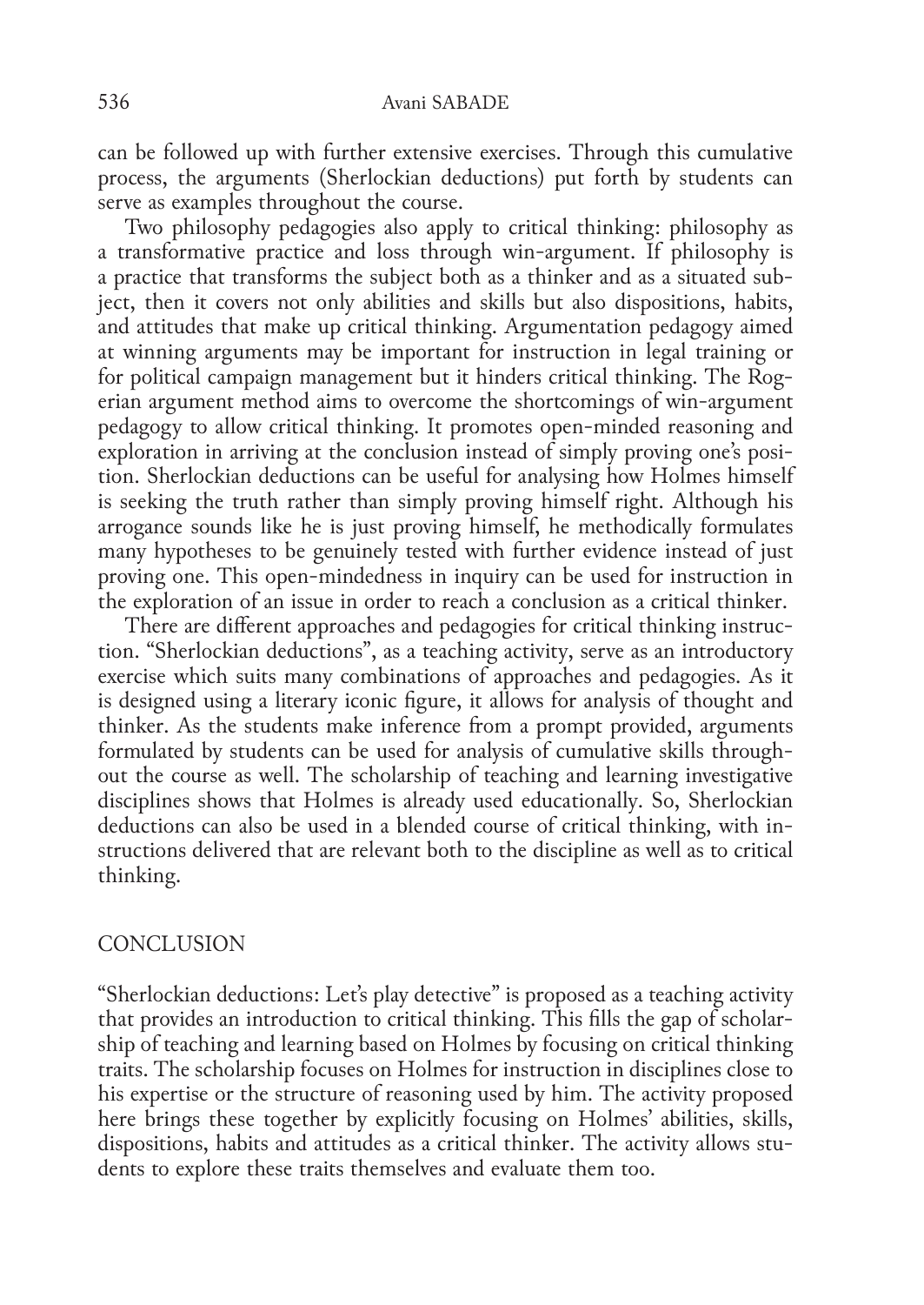can be followed up with further extensive exercises. Through this cumulative process, the arguments (Sherlockian deductions) put forth by students can serve as examples throughout the course.

Two philosophy pedagogies also apply to critical thinking: philosophy as a transformative practice and loss through win-argument. If philosophy is a practice that transforms the subject both as a thinker and as a situated subject, then it covers not only abilities and skills but also dispositions, habits, and attitudes that make up critical thinking. Argumentation pedagogy aimed at winning arguments may be important for instruction in legal training or for political campaign management but it hinders critical thinking. The Rogerian argument method aims to overcome the shortcomings of win-argument pedagogy to allow critical thinking. It promotes open-minded reasoning and exploration in arriving at the conclusion instead of simply proving one's position. Sherlockian deductions can be useful for analysing how Holmes himself is seeking the truth rather than simply proving himself right. Although his arrogance sounds like he is just proving himself, he methodically formulates many hypotheses to be genuinely tested with further evidence instead of just proving one. This open-mindedness in inquiry can be used for instruction in the exploration of an issue in order to reach a conclusion as a critical thinker.

There are different approaches and pedagogies for critical thinking instruction. "Sherlockian deductions", as a teaching activity, serve as an introductory exercise which suits many combinations of approaches and pedagogies. As it is designed using a literary iconic figure, it allows for analysis of thought and thinker. As the students make inference from a prompt provided, arguments formulated by students can be used for analysis of cumulative skills throughout the course as well. The scholarship of teaching and learning investigative disciplines shows that Holmes is already used educationally. So, Sherlockian deductions can also be used in a blended course of critical thinking, with instructions delivered that are relevant both to the discipline as well as to critical thinking.

## CONCLUSION

"Sherlockian deductions: Let's play detective" is proposed as a teaching activity that provides an introduction to critical thinking. This fills the gap of scholarship of teaching and learning based on Holmes by focusing on critical thinking traits. The scholarship focuses on Holmes for instruction in disciplines close to his expertise or the structure of reasoning used by him. The activity proposed here brings these together by explicitly focusing on Holmes' abilities, skills, dispositions, habits and attitudes as a critical thinker. The activity allows students to explore these traits themselves and evaluate them too.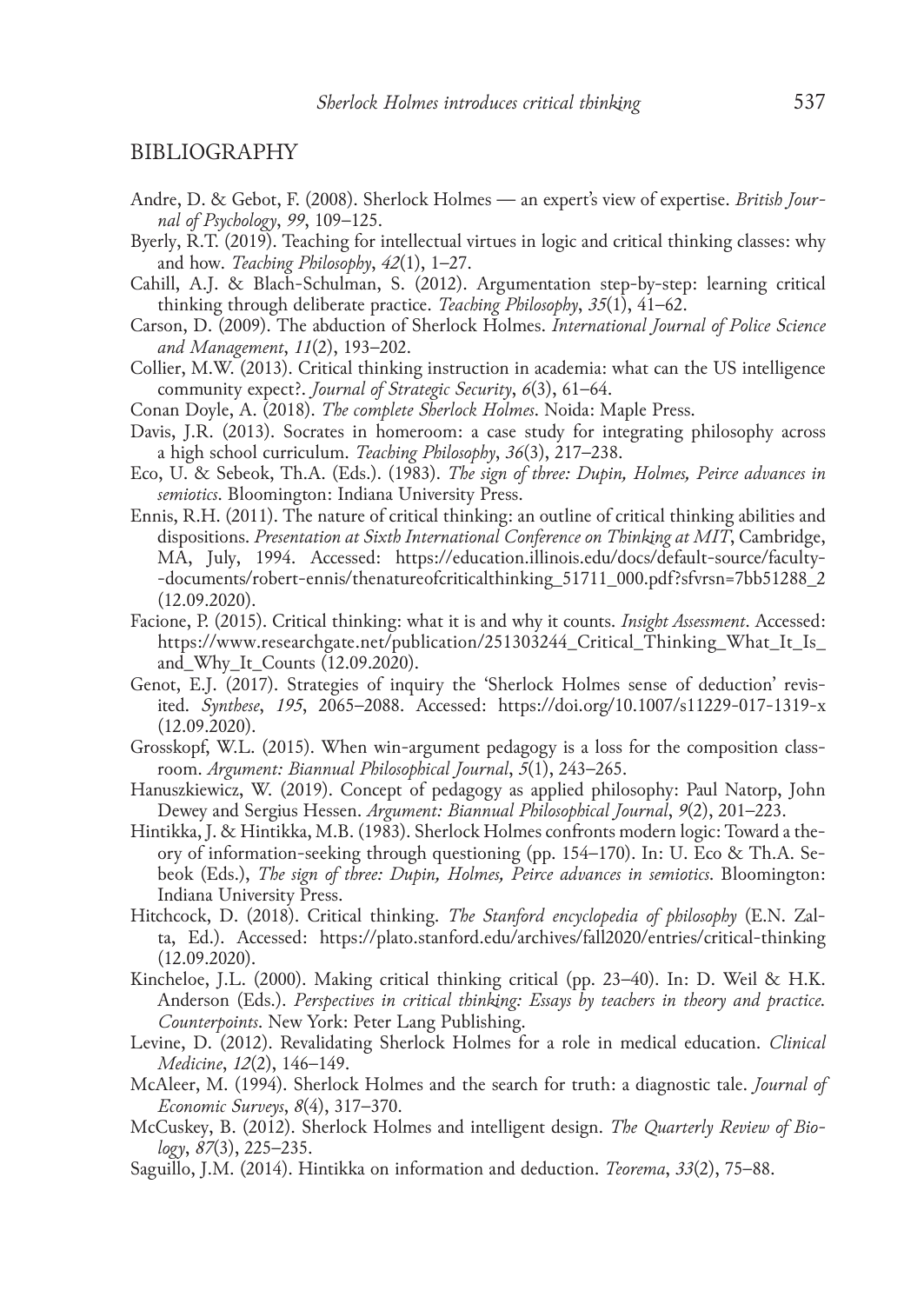## BIBLIOGRAPHY

Andre, D. & Gebot, F. (2008). Sherlock Holmes — an expert's view of expertise. *British Journal of Psychology*, *99*, 109–125.

Byerly, R.T. (2019). Teaching for intellectual virtues in logic and critical thinking classes: why and how. *Teaching Philosophy*, *42*(1), 1–27.

Cahill, A.J. & Blach-Schulman, S. (2012). Argumentation step-by-step: learning critical thinking through deliberate practice. *Teaching Philosophy*, *35*(1), 41–62.

Carson, D. (2009). The abduction of Sherlock Holmes. *International Journal of Police Science and Management*, *11*(2), 193–202.

Collier, M.W. (2013). Critical thinking instruction in academia: what can the US intelligence community expect?. *Journal of Strategic Security*, *6*(3), 61–64.

Conan Doyle, A. (2018). *The complete Sherlock Holmes*. Noida: Maple Press.

Davis, J.R. (2013). Socrates in homeroom: a case study for integrating philosophy across a high school curriculum. *Teaching Philosophy*, *36*(3), 217–238.

Eco, U. & Sebeok, Th.A. (Eds.). (1983). *The sign of three: Dupin, Holmes, Peirce advances in semiotics*. Bloomington: Indiana University Press.

Ennis, R.H. (2011). The nature of critical thinking: an outline of critical thinking abilities and dispositions. *Presentation at Sixth International Conference on Thinking at MIT*, Cambridge, MA, July, 1994. Accessed: https://education.illinois.edu/docs/default-source/faculty--documents/robert-ennis/thenatureofcriticalthinking_51711_000.pdf?sfvrsn=7bb51288_2 (12.09.2020).

Facione, P. (2015). Critical thinking: what it is and why it counts. *Insight Assessment*. Accessed: https://www.researchgate.net/publication/251303244_Critical_Thinking_What_It_Is_and_Why_It_Counts (12.09.2020).

Genot, E.J. (2017). Strategies of inquiry the 'Sherlock Holmes sense of deduction' revisited. *Synthese*, *195*, 2065–2088. Accessed: https://doi.org/10.1007/s11229-017-1319-x (12.09.2020).

Grosskopf, W.L. (2015). When win-argument pedagogy is a loss for the composition classroom. *Argument: Biannual Philosophical Journal*, *5*(1), 243–265.

Hanuszkiewicz, W. (2019). Concept of pedagogy as applied philosophy: Paul Natorp, John Dewey and Sergius Hessen. *Argument: Biannual Philosophical Journal*, *9*(2), 201–223.

Hintikka, J. & Hintikka, M.B. (1983). Sherlock Holmes confronts modern logic: Toward a theory of information-seeking through questioning (pp. 154–170). In: U. Eco & Th.A. Sebeok (Eds.), *The sign of three: Dupin, Holmes, Peirce advances in semiotics*. Bloomington: Indiana University Press.

Hitchcock, D. (2018). Critical thinking. *The Stanford encyclopedia of philosophy* (E.N. Zalta, Ed.). Accessed: https://plato.stanford.edu/archives/fall2020/entries/critical-thinking (12.09.2020).

Kincheloe, J.L. (2000). Making critical thinking critical (pp. 23–40). In: D. Weil & H.K. Anderson (Eds.). *Perspectives in critical thinking: Essays by teachers in theory and practice. Counterpoints*. New York: Peter Lang Publishing.

Levine, D. (2012). Revalidating Sherlock Holmes for a role in medical education. *Clinical Medicine*, *12*(2), 146–149.

McAleer, M. (1994). Sherlock Holmes and the search for truth: a diagnostic tale. *Journal of Economic Surveys*, *8*(4), 317–370.

McCuskey, B. (2012). Sherlock Holmes and intelligent design. *The Quarterly Review of Biology*, *87*(3), 225–235.

Saguillo, J.M. (2014). Hintikka on information and deduction. *Teorema*, *33*(2), 75–88.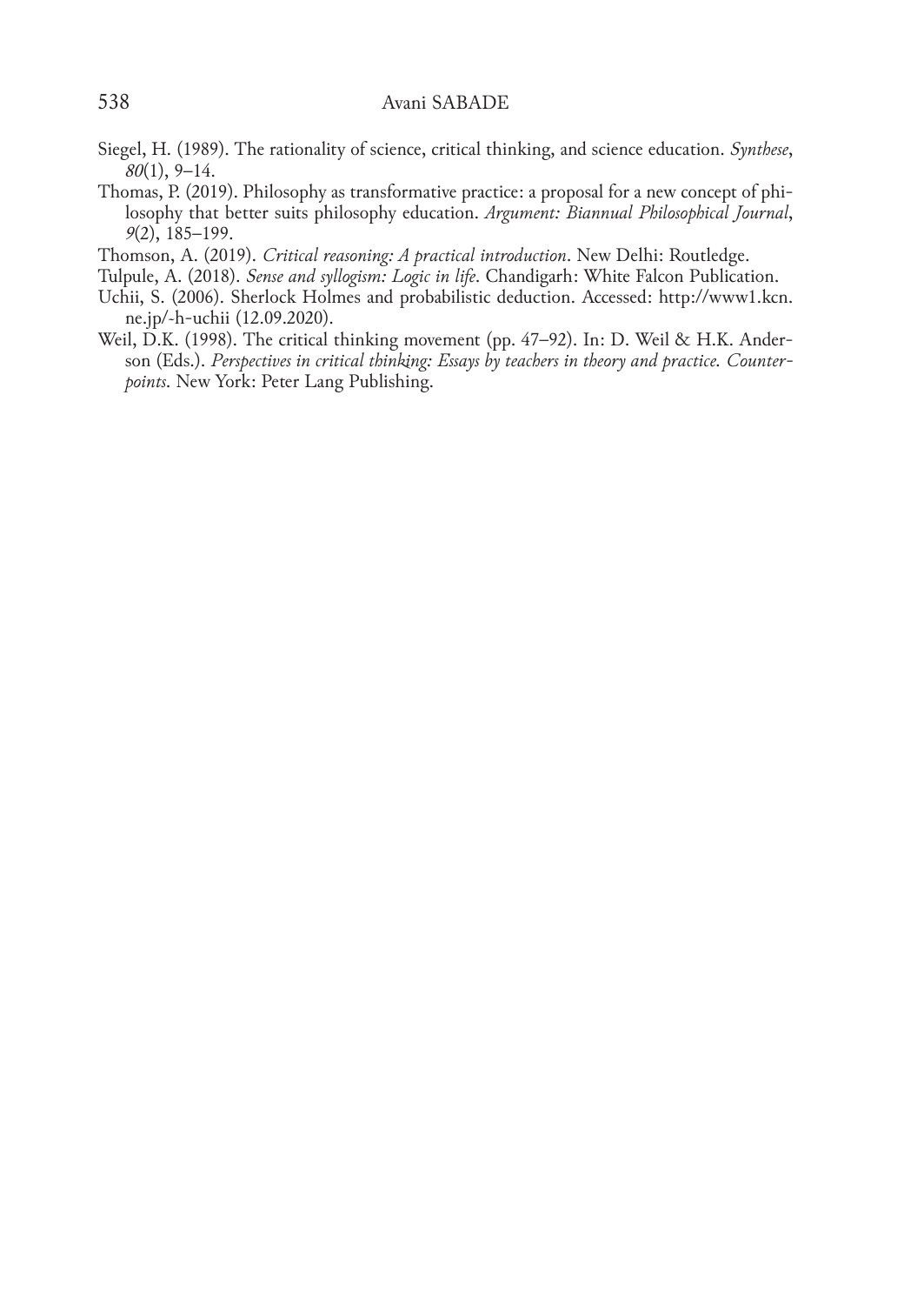Siegel, H. (1989). The rationality of science, critical thinking, and science education. *Synthese*, *80*(1), 9–14.

Thomas, P. (2019). Philosophy as transformative practice: a proposal for a new concept of philosophy that better suits philosophy education. *Argument: Biannual Philosophical Journal*, *9*(2), 185–199.

Thomson, A. (2019). *Critical reasoning: A practical introduction*. New Delhi: Routledge.

Tulpule, A. (2018). *Sense and syllogism: Logic in life*. Chandigarh: White Falcon Publication.

Uchii, S. (2006). Sherlock Holmes and probabilistic deduction. Accessed: http://www1.kcn.ne.jp/-h-uchii (12.09.2020).

Weil, D.K. (1998). The critical thinking movement (pp. 47–92). In: D. Weil & H.K. Anderson (Eds.). *Perspectives in critical thinking: Essays by teachers in theory and practice. Counterpoints*. New York: Peter Lang Publishing.